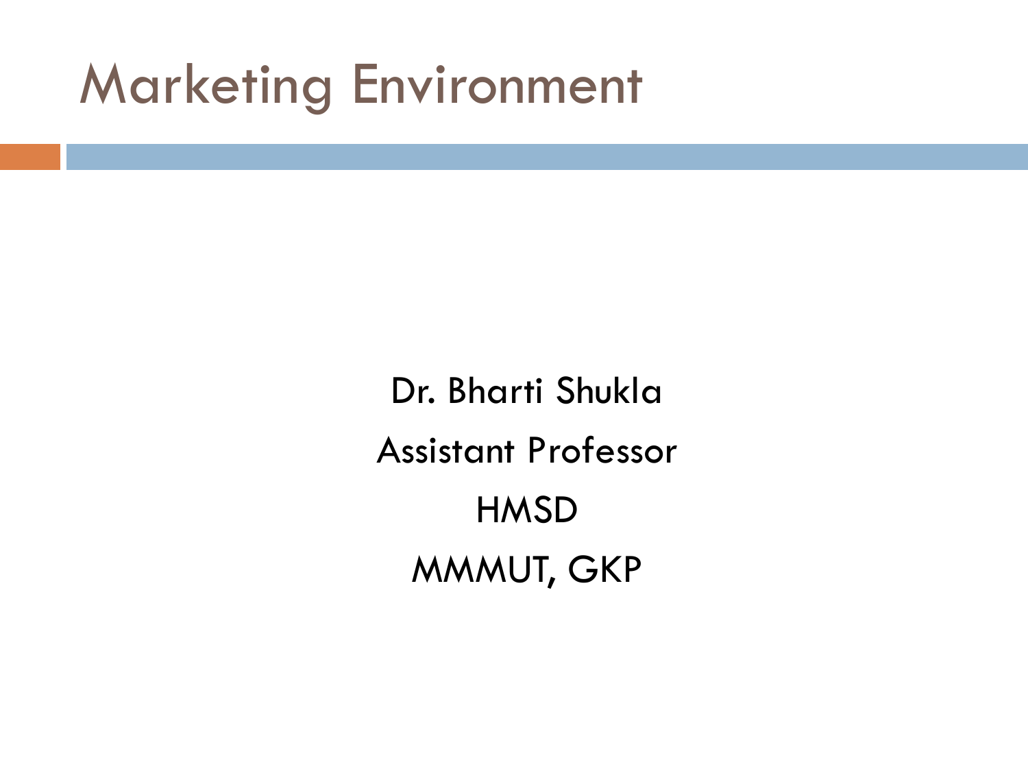# Marketing Environment

Dr. Bharti Shukla

Assistant Professor

HMSD

MMMUT, GKP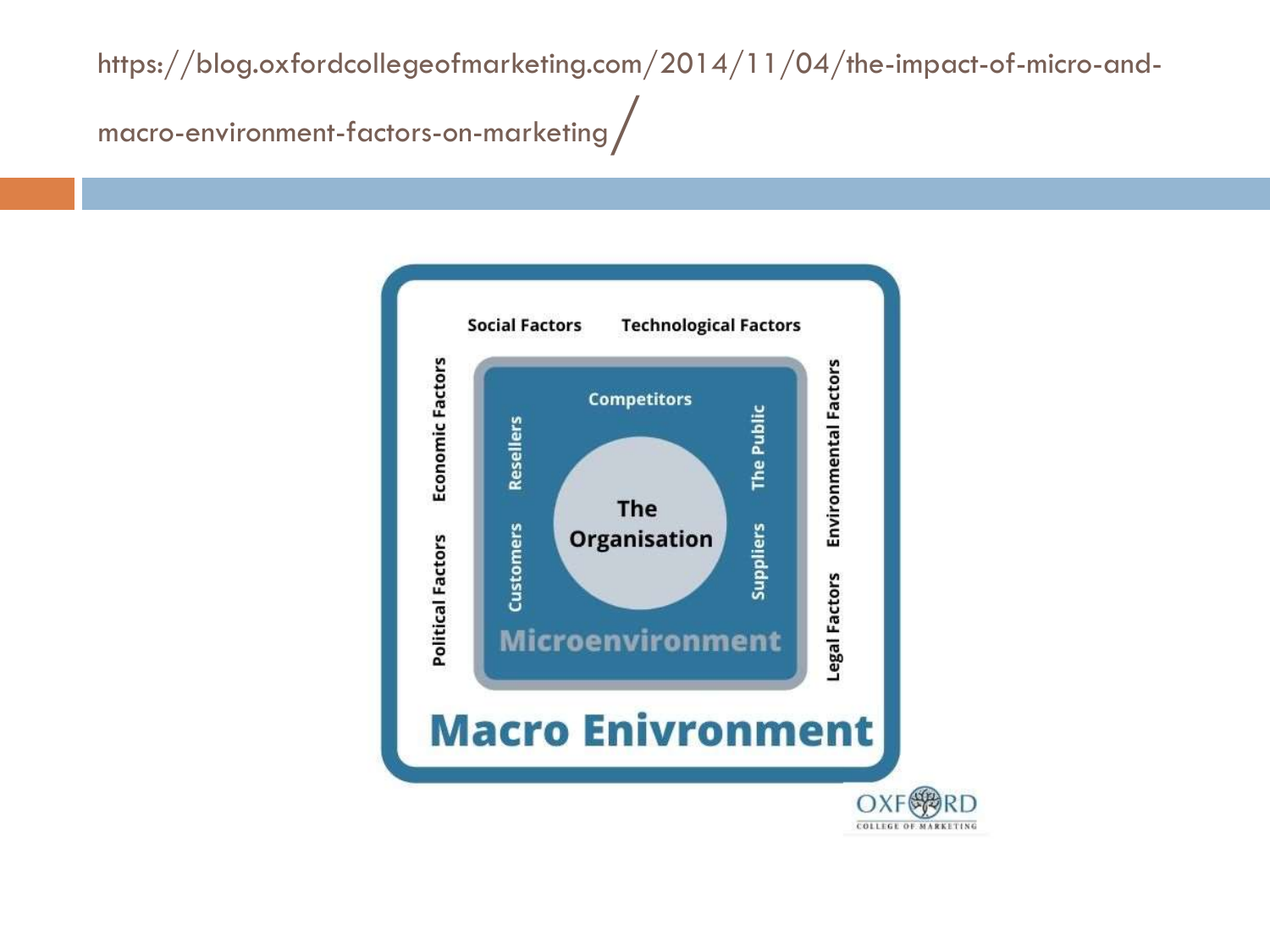https://blog.oxfordcollegeofmarketing.com/2014/11/04/the-impact-of-micro-and-macro-environment-factors-on-marketing/

Social Factors
Technological Factors
Economic Factors
Political Factors
Environmental Factors
Legal Factors

Competitors
Resellers
Customers
The Public
Suppliers

The Organisation

Microenvironment

Macro Enivronment

OXFORD COLLEGE OF MARKETING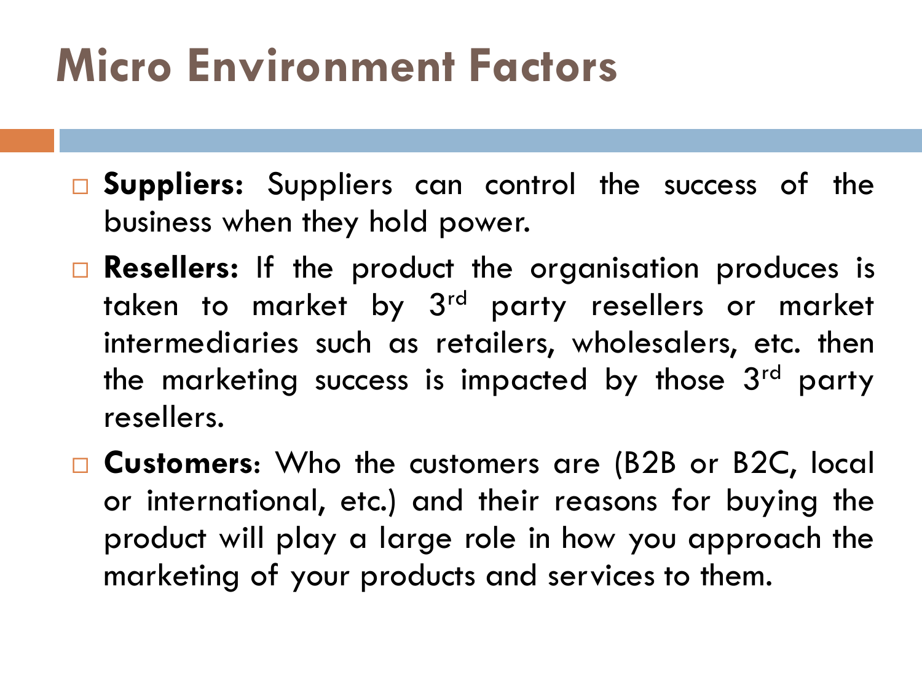# Micro Environment Factors

- **Suppliers:** Suppliers can control the success of the business when they hold power.
- **Resellers:** If the product the organisation produces is taken to market by 3rd party resellers or market intermediaries such as retailers, wholesalers, etc. then the marketing success is impacted by those 3rd party resellers.
- **Customers**: Who the customers are (B2B or B2C, local or international, etc.) and their reasons for buying the product will play a large role in how you approach the marketing of your products and services to them.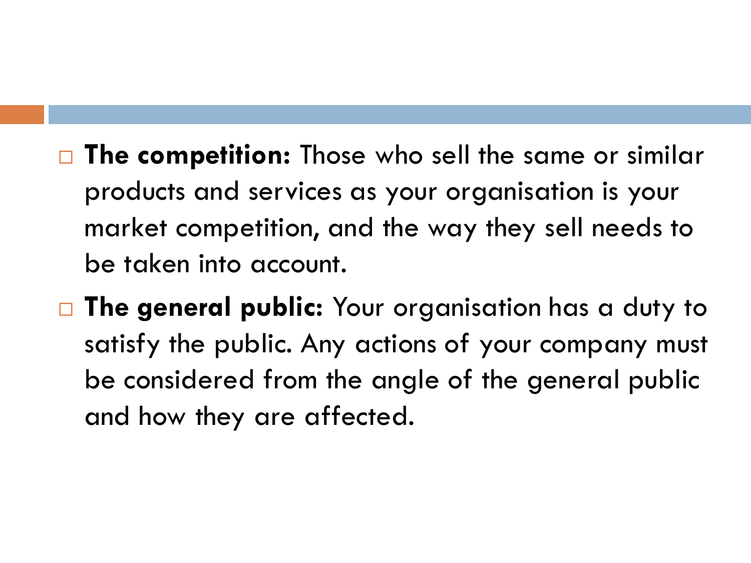- **The competition:** Those who sell the same or similar products and services as your organisation is your market competition, and the way they sell needs to be taken into account.
- **The general public:** Your organisation has a duty to satisfy the public. Any actions of your company must be considered from the angle of the general public and how they are affected.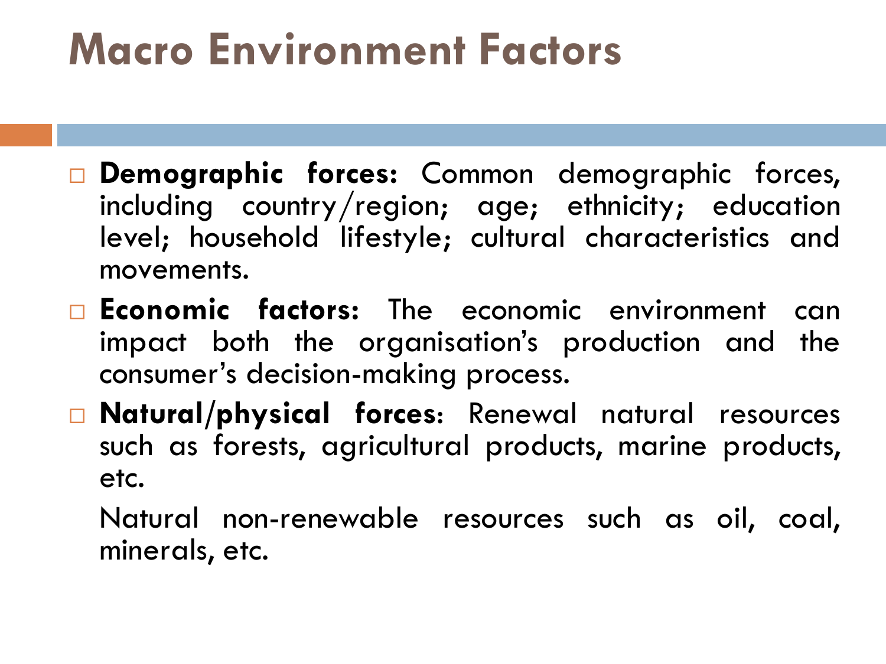# Macro Environment Factors

- **Demographic forces:** Common demographic forces, including country/region; age; ethnicity; education level; household lifestyle; cultural characteristics and movements.
- **Economic factors:** The economic environment can impact both the organisation's production and the consumer's decision-making process.
- **Natural/physical forces**: Renewal natural resources such as forests, agricultural products, marine products, etc.

  Natural non-renewable resources such as oil, coal, minerals, etc.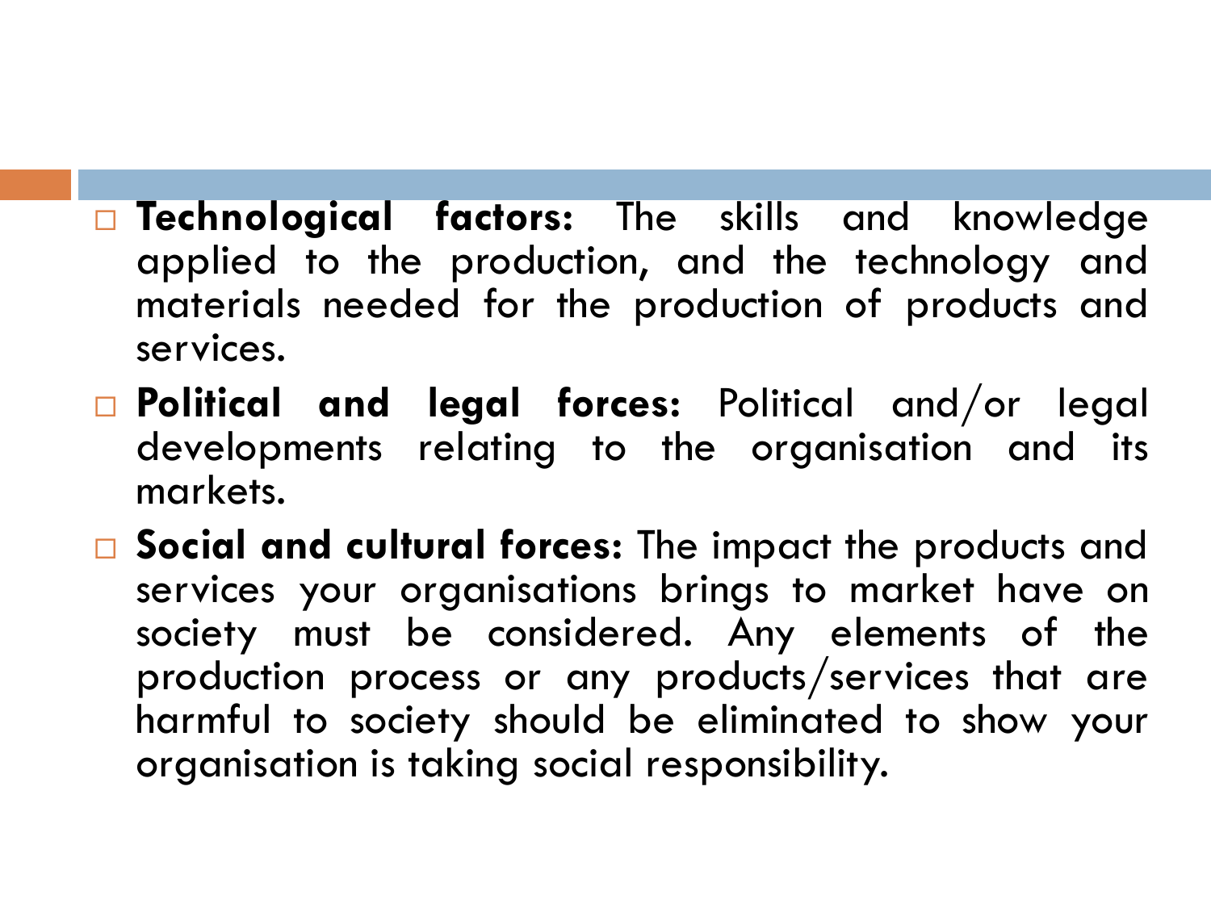- **Technological factors:** The skills and knowledge applied to the production, and the technology and materials needed for the production of products and services.
- **Political and legal forces:** Political and/or legal developments relating to the organisation and its markets.
- **Social and cultural forces:** The impact the products and services your organisations brings to market have on society must be considered. Any elements of the production process or any products/services that are harmful to society should be eliminated to show your organisation is taking social responsibility.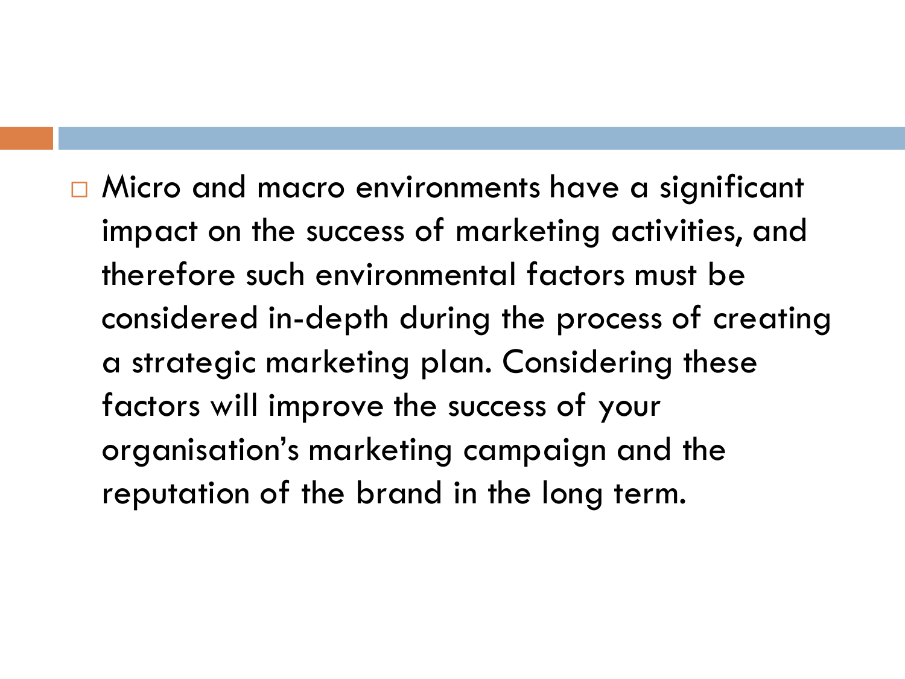- Micro and macro environments have a significant impact on the success of marketing activities, and therefore such environmental factors must be considered in-depth during the process of creating a strategic marketing plan. Considering these factors will improve the success of your organisation's marketing campaign and the reputation of the brand in the long term.